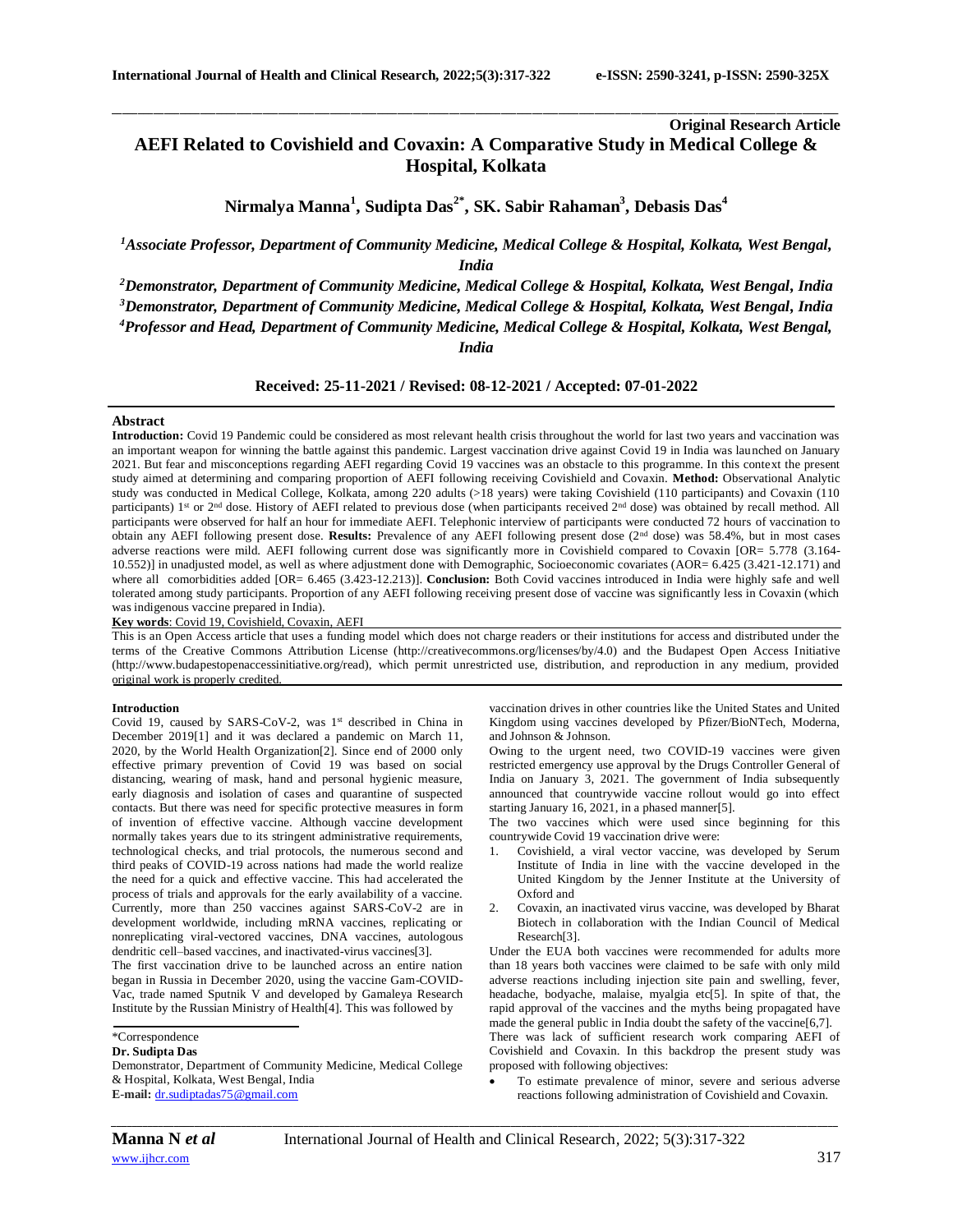Original Research Article

# AEFI Related to Covishield and Covaxin: A Comparative Study in Medical College & Hospital, Kolkata

**Nirmalya Manna[1], Sudipta Das[2*], SK. Sabir Rahaman[3], Debasis Das[4]**

*[1]Associate Professor, Department of Community Medicine, Medical College & Hospital, Kolkata, West Bengal, India*

*[2]Demonstrator, Department of Community Medicine, Medical College & Hospital, Kolkata, West Bengal, India*

*[3]Demonstrator, Department of Community Medicine, Medical College & Hospital, Kolkata, West Bengal, India*

*[4]Professor and Head, Department of Community Medicine, Medical College & Hospital, Kolkata, West Bengal, India*

**Received: 25-11-2021 / Revised: 08-12-2021 / Accepted: 07-01-2022**

## Abstract

**Introduction:** Covid 19 Pandemic could be considered as most relevant health crisis throughout the world for last two years and vaccination was an important weapon for winning the battle against this pandemic. Largest vaccination drive against Covid 19 in India was launched on January 2021. But fear and misconceptions regarding AEFI regarding Covid 19 vaccines was an obstacle to this programme. In this context the present study aimed at determining and comparing proportion of AEFI following receiving Covishield and Covaxin. **Method:** Observational Analytic study was conducted in Medical College, Kolkata, among 220 adults (>18 years) were taking Covishield (110 participants) and Covaxin (110 participants) 1st or 2nd dose. History of AEFI related to previous dose (when participants received 2nd dose) was obtained by recall method. All participants were observed for half an hour for immediate AEFI. Telephonic interview of participants were conducted 72 hours of vaccination to obtain any AEFI following present dose. **Results:** Prevalence of any AEFI following present dose (2nd dose) was 58.4%, but in most cases adverse reactions were mild. AEFI following current dose was significantly more in Covishield compared to Covaxin [OR= 5.778 (3.164-10.552)] in unadjusted model, as well as where adjustment done with Demographic, Socioeconomic covariates (AOR= 6.425 (3.421-12.171) and where all comorbidities added [OR= 6.465 (3.423-12.213)]. **Conclusion:** Both Covid vaccines introduced in India were highly safe and well tolerated among study participants. Proportion of any AEFI following receiving present dose of vaccine was significantly less in Covaxin (which was indigenous vaccine prepared in India).

**Key words**: Covid 19, Covishield, Covaxin, AEFI

This is an Open Access article that uses a funding model which does not charge readers or their institutions for access and distributed under the terms of the Creative Commons Attribution License (http://creativecommons.org/licenses/by/4.0) and the Budapest Open Access Initiative (http://www.budapestopenaccessinitiative.org/read), which permit unrestricted use, distribution, and reproduction in any medium, provided original work is properly credited.

### Introduction

Covid 19, caused by SARS-CoV-2, was 1st described in China in December 2019[1] and it was declared a pandemic on March 11, 2020, by the World Health Organization[2]. Since end of 2000 only effective primary prevention of Covid 19 was based on social distancing, wearing of mask, hand and personal hygienic measure, early diagnosis and isolation of cases and quarantine of suspected contacts. But there was need for specific protective measures in form of invention of effective vaccine. Although vaccine development normally takes years due to its stringent administrative requirements, technological checks, and trial protocols, the numerous second and third peaks of COVID-19 across nations had made the world realize the need for a quick and effective vaccine. This had accelerated the process of trials and approvals for the early availability of a vaccine. Currently, more than 250 vaccines against SARS-CoV-2 are in development worldwide, including mRNA vaccines, replicating or nonreplicating viral-vectored vaccines, DNA vaccines, autologous dendritic cell–based vaccines, and inactivated-virus vaccines[3].

The first vaccination drive to be launched across an entire nation began in Russia in December 2020, using the vaccine Gam-COVID-Vac, trade named Sputnik V and developed by Gamaleya Research Institute by the Russian Ministry of Health[4]. This was followed by vaccination drives in other countries like the United States and United Kingdom using vaccines developed by Pfizer/BioNTech, Moderna, and Johnson & Johnson.

Owing to the urgent need, two COVID-19 vaccines were given restricted emergency use approval by the Drugs Controller General of India on January 3, 2021. The government of India subsequently announced that countrywide vaccine rollout would go into effect starting January 16, 2021, in a phased manner[5].

The two vaccines which were used since beginning for this countrywide Covid 19 vaccination drive were:

1. Covishield, a viral vector vaccine, was developed by Serum Institute of India in line with the vaccine developed in the United Kingdom by the Jenner Institute at the University of Oxford and
2. Covaxin, an inactivated virus vaccine, was developed by Bharat Biotech in collaboration with the Indian Council of Medical Research[3].

Under the EUA both vaccines were recommended for adults more than 18 years both vaccines were claimed to be safe with only mild adverse reactions including injection site pain and swelling, fever, headache, bodyache, malaise, myalgia etc[5]. In spite of that, the rapid approval of the vaccines and the myths being propagated have made the general public in India doubt the safety of the vaccine[6,7].

There was lack of sufficient research work comparing AEFI of Covishield and Covaxin. In this backdrop the present study was proposed with following objectives:

- To estimate prevalence of minor, severe and serious adverse reactions following administration of Covishield and Covaxin.

\*Correspondence

**Dr. Sudipta Das**

Demonstrator, Department of Community Medicine, Medical College & Hospital, Kolkata, West Bengal, India

**E-mail:** dr.sudiptadas75@gmail.com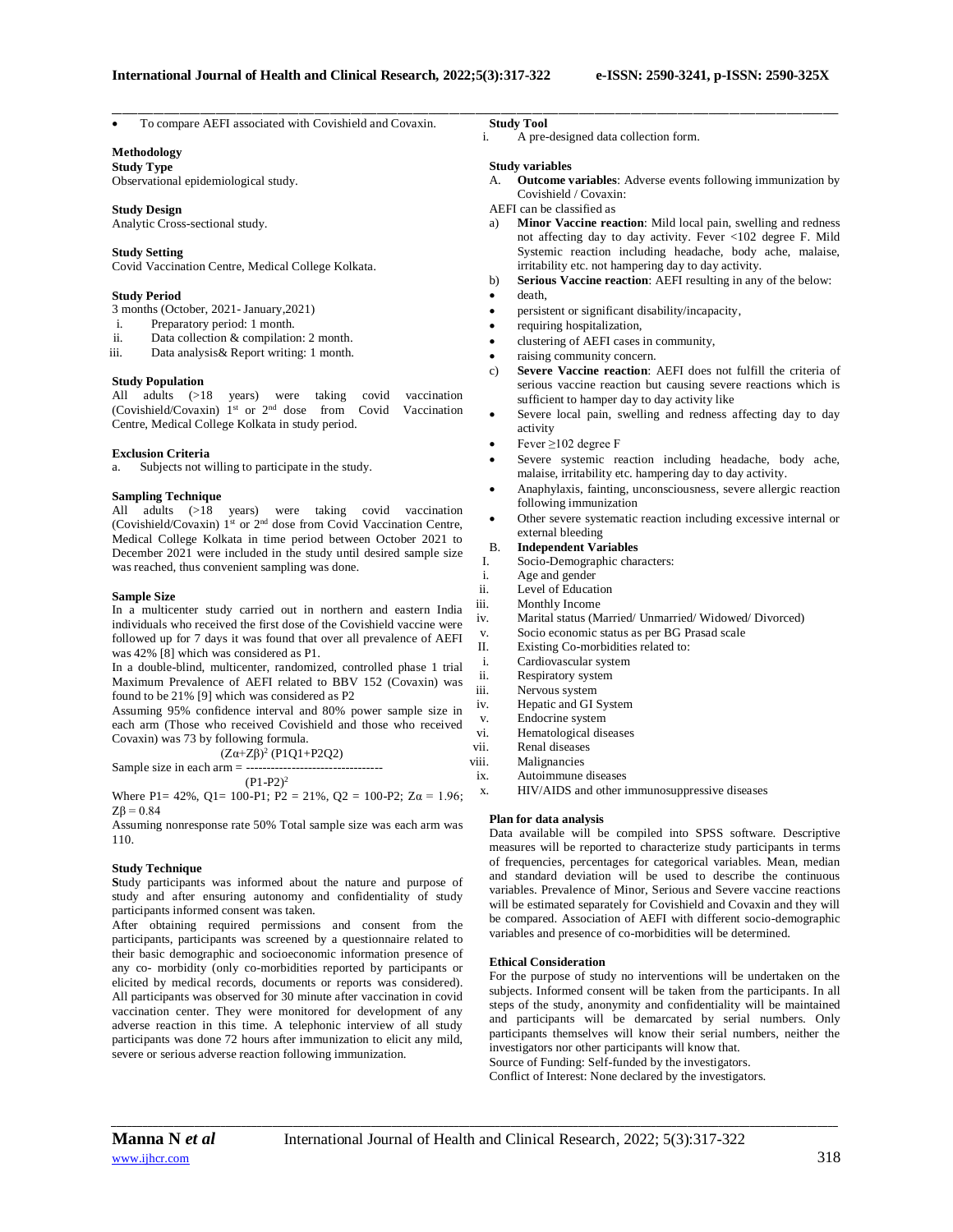- To compare AEFI associated with Covishield and Covaxin.

**Methodology**

**Study Type**

Observational epidemiological study.

**Study Design**

Analytic Cross-sectional study.

**Study Setting**

Covid Vaccination Centre, Medical College Kolkata.

**Study Period**

3 months (October, 2021- January,2021)

i. Preparatory period: 1 month.
ii. Data collection & compilation: 2 month.
iii. Data analysis& Report writing: 1 month.

**Study Population**

All adults (>18 years) were taking covid vaccination (Covishield/Covaxin) 1st or 2nd dose from Covid Vaccination Centre, Medical College Kolkata in study period.

**Exclusion Criteria**

a. Subjects not willing to participate in the study.

**Sampling Technique**

All adults (>18 years) were taking covid vaccination (Covishield/Covaxin) 1st or 2nd dose from Covid Vaccination Centre, Medical College Kolkata in time period between October 2021 to December 2021 were included in the study until desired sample size was reached, thus convenient sampling was done.

**Sample Size**

In a multicenter study carried out in northern and eastern India individuals who received the first dose of the Covishield vaccine were followed up for 7 days it was found that over all prevalence of AEFI was 42% [8] which was considered as P1.

In a double-blind, multicenter, randomized, controlled phase 1 trial Maximum Prevalence of AEFI related to BBV 152 (Covaxin) was found to be 21% [9] which was considered as P2

Assuming 95% confidence interval and 80% power sample size in each arm (Those who received Covishield and those who received Covaxin) was 73 by following formula.

$$\text{Sample size in each arm} = \frac{(Z\alpha+Z\beta)^2\,(P1Q1+P2Q2)}{(P1-P2)^2}$$

Where P1= 42%, Q1= 100-P1; P2 = 21%, Q2 = 100-P2; $Z\alpha = 1.96$; $Z\beta = 0.84$

Assuming nonresponse rate 50% Total sample size was each arm was 110.

**Study Technique**

Study participants was informed about the nature and purpose of study and after ensuring autonomy and confidentiality of study participants informed consent was taken.

After obtaining required permissions and consent from the participants, participants was screened by a questionnaire related to their basic demographic and socioeconomic information presence of any co- morbidity (only co-morbidities reported by participants or elicited by medical records, documents or reports was considered). All participants was observed for 30 minute after vaccination in covid vaccination center. They were monitored for development of any adverse reaction in this time. A telephonic interview of all study participants was done 72 hours after immunization to elicit any mild, severe or serious adverse reaction following immunization.

**Study Tool**

i. A pre-designed data collection form.

**Study variables**

A. **Outcome variables**: Adverse events following immunization by Covishield / Covaxin:

AEFI can be classified as

a) **Minor Vaccine reaction**: Mild local pain, swelling and redness not affecting day to day activity. Fever <102 degree F. Mild Systemic reaction including headache, body ache, malaise, irritability etc. not hampering day to day activity.
b) **Serious Vaccine reaction**: AEFI resulting in any of the below:
   - death,
   - persistent or significant disability/incapacity,
   - requiring hospitalization,
   - clustering of AEFI cases in community,
   - raising community concern.
c) **Severe Vaccine reaction**: AEFI does not fulfill the criteria of serious vaccine reaction but causing severe reactions which is sufficient to hamper day to day activity like
   - Severe local pain, swelling and redness affecting day to day activity
   - Fever ≥102 degree F
   - Severe systemic reaction including headache, body ache, malaise, irritability etc. hampering day to day activity.
   - Anaphylaxis, fainting, unconsciousness, severe allergic reaction following immunization
   - Other severe systematic reaction including excessive internal or external bleeding

B. **Independent Variables**

I. Socio-Demographic characters:
   i. Age and gender
   ii. Level of Education
   iii. Monthly Income
   iv. Marital status (Married/ Unmarried/ Widowed/ Divorced)
   v. Socio economic status as per BG Prasad scale

II. Existing Co-morbidities related to:
   i. Cardiovascular system
   ii. Respiratory system
   iii. Nervous system
   iv. Hepatic and GI System
   v. Endocrine system
   vi. Hematological diseases
   vii. Renal diseases
   viii. Malignancies
   ix. Autoimmune diseases
   x. HIV/AIDS and other immunosuppressive diseases

**Plan for data analysis**

Data available will be compiled into SPSS software. Descriptive measures will be reported to characterize study participants in terms of frequencies, percentages for categorical variables. Mean, median and standard deviation will be used to describe the continuous variables. Prevalence of Minor, Serious and Severe vaccine reactions will be estimated separately for Covishield and Covaxin and they will be compared. Association of AEFI with different socio-demographic variables and presence of co-morbidities will be determined.

**Ethical Consideration**

For the purpose of study no interventions will be undertaken on the subjects. Informed consent will be taken from the participants. In all steps of the study, anonymity and confidentiality will be maintained and participants will be demarcated by serial numbers. Only participants themselves will know their serial numbers, neither the investigators nor other participants will know that.

Source of Funding: Self-funded by the investigators.

Conflict of Interest: None declared by the investigators.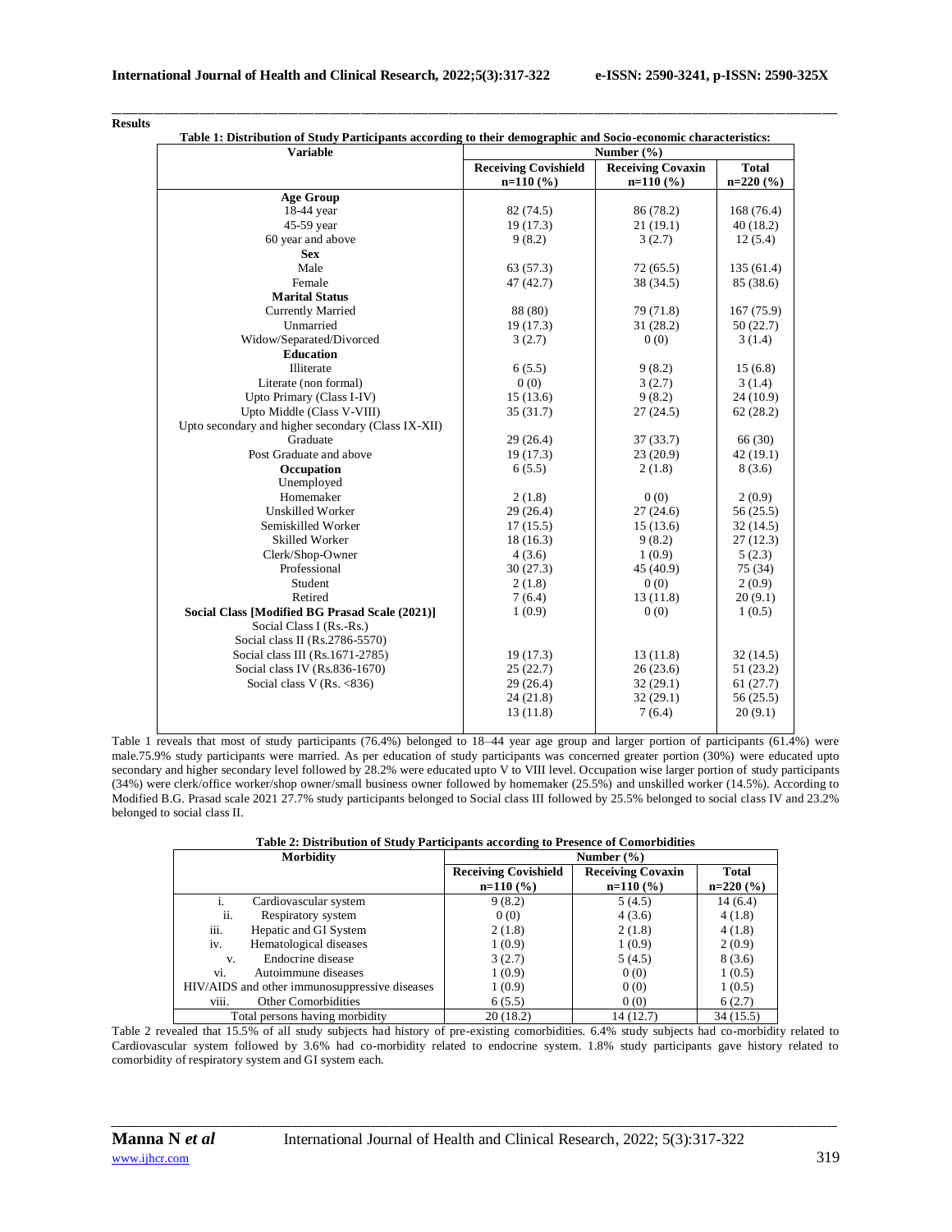**Results**

**Table 1: Distribution of Study Participants according to their demographic and Socio-economic characteristics:**

| Variable | Number (%) | | |
|---|---|---|---|
| | Receiving Covishield n=110 (%) | Receiving Covaxin n=110 (%) | Total n=220 (%) |
| **Age Group** | | | |
| 18-44 year | 82 (74.5) | 86 (78.2) | 168 (76.4) |
| 45-59 year | 19 (17.3) | 21 (19.1) | 40 (18.2) |
| 60 year and above | 9 (8.2) | 3 (2.7) | 12 (5.4) |
| **Sex** | | | |
| Male | 63 (57.3) | 72 (65.5) | 135 (61.4) |
| Female | 47 (42.7) | 38 (34.5) | 85 (38.6) |
| **Marital Status** | | | |
| Currently Married | 88 (80) | 79 (71.8) | 167 (75.9) |
| Unmarried | 19 (17.3) | 31 (28.2) | 50 (22.7) |
| Widow/Separated/Divorced | 3 (2.7) | 0 (0) | 3 (1.4) |
| **Education** | | | |
| Illiterate | 6 (5.5) | 9 (8.2) | 15 (6.8) |
| Literate (non formal) | 0 (0) | 3 (2.7) | 3 (1.4) |
| Upto Primary (Class I-IV) | 15 (13.6) | 9 (8.2) | 24 (10.9) |
| Upto Middle (Class V-VIII) | 35 (31.7) | 27 (24.5) | 62 (28.2) |
| Upto secondary and higher secondary (Class IX-XII) | | | |
| Graduate | 29 (26.4) | 37 (33.7) | 66 (30) |
| Post Graduate and above | 19 (17.3) | 23 (20.9) | 42 (19.1) |
| **Occupation** | 6 (5.5) | 2 (1.8) | 8 (3.6) |
| Unemployed | | | |
| Homemaker | 2 (1.8) | 0 (0) | 2 (0.9) |
| Unskilled Worker | 29 (26.4) | 27 (24.6) | 56 (25.5) |
| Semiskilled Worker | 17 (15.5) | 15 (13.6) | 32 (14.5) |
| Skilled Worker | 18 (16.3) | 9 (8.2) | 27 (12.3) |
| Clerk/Shop-Owner | 4 (3.6) | 1 (0.9) | 5 (2.3) |
| Professional | 30 (27.3) | 45 (40.9) | 75 (34) |
| Student | 2 (1.8) | 0 (0) | 2 (0.9) |
| Retired | 7 (6.4) | 13 (11.8) | 20 (9.1) |
| **Social Class [Modified BG Prasad Scale (2021)]** | 1 (0.9) | 0 (0) | 1 (0.5) |
| Social Class I (Rs.-Rs.) | | | |
| Social class II (Rs.2786-5570) | | | |
| Social class III (Rs.1671-2785) | 19 (17.3) | 13 (11.8) | 32 (14.5) |
| Social class IV (Rs.836-1670) | 25 (22.7) | 26 (23.6) | 51 (23.2) |
| Social class V (Rs. <836) | 29 (26.4) | 32 (29.1) | 61 (27.7) |
| | 24 (21.8) | 32 (29.1) | 56 (25.5) |
| | 13 (11.8) | 7 (6.4) | 20 (9.1) |

Table 1 reveals that most of study participants (76.4%) belonged to 18–44 year age group and larger portion of participants (61.4%) were male.75.9% study participants were married. As per education of study participants was concerned greater portion (30%) were educated upto secondary and higher secondary level followed by 28.2% were educated upto V to VIII level. Occupation wise larger portion of study participants (34%) were clerk/office worker/shop owner/small business owner followed by homemaker (25.5%) and unskilled worker (14.5%). According to Modified B.G. Prasad scale 2021 27.7% study participants belonged to Social class III followed by 25.5% belonged to social class IV and 23.2% belonged to social class II.

**Table 2: Distribution of Study Participants according to Presence of Comorbidities**

| Morbidity | Number (%) | | |
|---|---|---|---|
| | Receiving Covishield n=110 (%) | Receiving Covaxin n=110 (%) | Total n=220 (%) |
| i. Cardiovascular system | 9 (8.2) | 5 (4.5) | 14 (6.4) |
| ii. Respiratory system | 0 (0) | 4 (3.6) | 4 (1.8) |
| iii. Hepatic and GI System | 2 (1.8) | 2 (1.8) | 4 (1.8) |
| iv. Hematological diseases | 1 (0.9) | 1 (0.9) | 2 (0.9) |
| v. Endocrine disease | 3 (2.7) | 5 (4.5) | 8 (3.6) |
| vi. Autoimmune diseases | 1 (0.9) | 0 (0) | 1 (0.5) |
| HIV/AIDS and other immunosuppressive diseases | 1 (0.9) | 0 (0) | 1 (0.5) |
| viii. Other Comorbidities | 6 (5.5) | 0 (0) | 6 (2.7) |
| Total persons having morbidity | 20 (18.2) | 14 (12.7) | 34 (15.5) |

Table 2 revealed that 15.5% of all study subjects had history of pre-existing comorbidities. 6.4% study subjects had co-morbidity related to Cardiovascular system followed by 3.6% had co-morbidity related to endocrine system. 1.8% study participants gave history related to comorbidity of respiratory system and GI system each.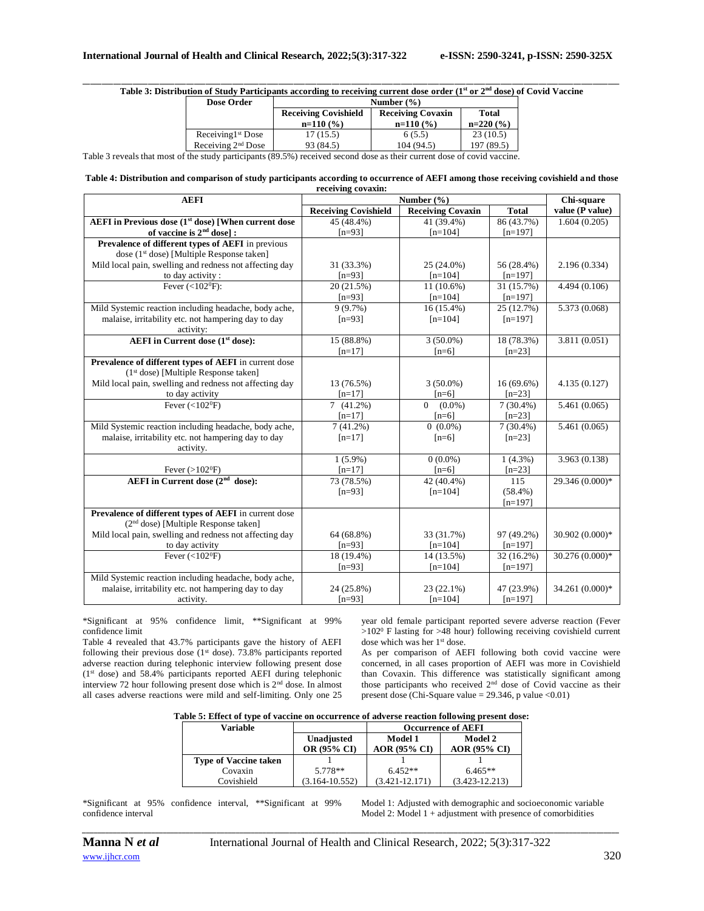**Table 3: Distribution of Study Participants according to receiving current dose order (1st or 2nd dose) of Covid Vaccine**

| Dose Order | Number (%) | | |
|---|---|---|---|
| | Receiving Covishield n=110 (%) | Receiving Covaxin n=110 (%) | Total n=220 (%) |
| Receiving 1st Dose | 17 (15.5) | 6 (5.5) | 23 (10.5) |
| Receiving 2nd Dose | 93 (84.5) | 104 (94.5) | 197 (89.5) |

Table 3 reveals that most of the study participants (89.5%) received second dose as their current dose of covid vaccine.

**Table 4: Distribution and comparison of study participants according to occurrence of AEFI among those receiving covishield and those receiving covaxin:**

| AEFI | Number (%) | | | Chi-square value (P value) |
|---|---|---|---|---|
| | Receiving Covishield | Receiving Covaxin | Total | |
| **AEFI in Previous dose (1st dose) [When current dose of vaccine is 2nd dose] :** | 45 (48.4%) [n=93] | 41 (39.4%) [n=104] | 86 (43.7%) [n=197] | 1.604 (0.205) |
| **Prevalence of different types of AEFI** in previous dose (1st dose) [Multiple Response taken] Mild local pain, swelling and redness not affecting day to day activity : | 31 (33.3%) [n=93] | 25 (24.0%) [n=104] | 56 (28.4%) [n=197] | 2.196 (0.334) |
| Fever (<102⁰F): | 20 (21.5%) [n=93] | 11 (10.6%) [n=104] | 31 (15.7%) [n=197] | 4.494 (0.106) |
| Mild Systemic reaction including headache, body ache, malaise, irritability etc. not hampering day to day activity: | 9 (9.7%) [n=93] | 16 (15.4%) [n=104] | 25 (12.7%) [n=197] | 5.373 (0.068) |
| **AEFI in Current dose (1st dose):** | 15 (88.8%) [n=17] | 3 (50.0%) [n=6] | 18 (78.3%) [n=23] | 3.811 (0.051) |
| **Prevalence of different types of AEFI** in current dose (1st dose) [Multiple Response taken] Mild local pain, swelling and redness not affecting day to day activity | 13 (76.5%) [n=17] | 3 (50.0%) [n=6] | 16 (69.6%) [n=23] | 4.135 (0.127) |
| Fever (<102⁰F) | 7 (41.2%) [n=17] | 0 (0.0%) [n=6] | 7 (30.4%) [n=23] | 5.461 (0.065) |
| Mild Systemic reaction including headache, body ache, malaise, irritability etc. not hampering day to day activity. | 7 (41.2%) [n=17] | 0 (0.0%) [n=6] | 7 (30.4%) [n=23] | 5.461 (0.065) |
| Fever (>102⁰F) | 1 (5.9%) [n=17] | 0 (0.0%) [n=6] | 1 (4.3%) [n=23] | 3.963 (0.138) |
| **AEFI in Current dose (2nd dose):** | 73 (78.5%) [n=93] | 42 (40.4%) [n=104] | 115 (58.4%) [n=197] | 29.346 (0.000)* |
| **Prevalence of different types of AEFI** in current dose (2nd dose) [Multiple Response taken] Mild local pain, swelling and redness not affecting day to day activity | 64 (68.8%) [n=93] | 33 (31.7%) [n=104] | 97 (49.2%) [n=197] | 30.902 (0.000)* |
| Fever (<102⁰F) | 18 (19.4%) [n=93] | 14 (13.5%) [n=104] | 32 (16.2%) [n=197] | 30.276 (0.000)* |
| Mild Systemic reaction including headache, body ache, malaise, irritability etc. not hampering day to day activity. | 24 (25.8%) [n=93] | 23 (22.1%) [n=104] | 47 (23.9%) [n=197] | 34.261 (0.000)* |

*Significant at 95% confidence limit, **Significant at 99% confidence limit

Table 4 revealed that 43.7% participants gave the history of AEFI following their previous dose (1st dose). 73.8% participants reported adverse reaction during telephonic interview following present dose (1st dose) and 58.4% participants reported AEFI during telephonic interview 72 hour following present dose which is 2nd dose. In almost all cases adverse reactions were mild and self-limiting. Only one 25 year old female participant reported severe adverse reaction (Fever >102⁰ F lasting for >48 hour) following receiving covishield current dose which was her 1st dose.

As per comparison of AEFI following both covid vaccine were concerned, in all cases proportion of AEFI was more in Covishield than Covaxin. This difference was statistically significant among those participants who received 2nd dose of Covid vaccine as their present dose (Chi-Square value = 29.346, p value <0.01)

**Table 5: Effect of type of vaccine on occurrence of adverse reaction following present dose:**

| Variable | | Occurrence of AEFI | |
|---|---|---|---|
| | Unadjusted OR (95% CI) | Model 1 AOR (95% CI) | Model 2 AOR (95% CI) |
| **Type of Vaccine taken** | | | |
| Covaxin | 1 | 1 | 1 |
| Covishield | 5.778** (3.164-10.552) | 6.452** (3.421-12.171) | 6.465** (3.423-12.213) |

*Significant at 95% confidence interval, **Significant at 99% confidence interval

Model 1: Adjusted with demographic and socioeconomic variable
Model 2: Model 1 + adjustment with presence of comorbidities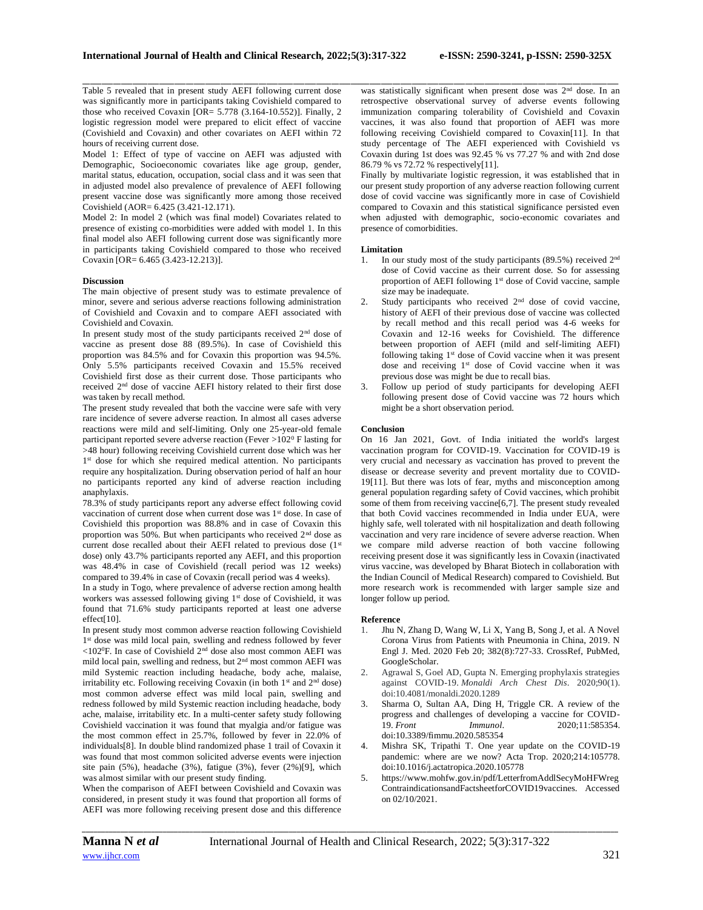Table 5 revealed that in present study AEFI following current dose was significantly more in participants taking Covishield compared to those who received Covaxin [OR= 5.778 (3.164-10.552)]. Finally, 2 logistic regression model were prepared to elicit effect of vaccine (Covishield and Covaxin) and other covariates on AEFI within 72 hours of receiving current dose.

Model 1: Effect of type of vaccine on AEFI was adjusted with Demographic, Socioeconomic covariates like age group, gender, marital status, education, occupation, social class and it was seen that in adjusted model also prevalence of prevalence of AEFI following present vaccine dose was significantly more among those received Covishield (AOR= 6.425 (3.421-12.171).

Model 2: In model 2 (which was final model) Covariates related to presence of existing co-morbidities were added with model 1. In this final model also AEFI following current dose was significantly more in participants taking Covishield compared to those who received Covaxin [OR= 6.465 (3.423-12.213)].

**Discussion**

The main objective of present study was to estimate prevalence of minor, severe and serious adverse reactions following administration of Covishield and Covaxin and to compare AEFI associated with Covishield and Covaxin.

In present study most of the study participants received 2nd dose of vaccine as present dose 88 (89.5%). In case of Covishield this proportion was 84.5% and for Covaxin this proportion was 94.5%. Only 5.5% participants received Covaxin and 15.5% received Covishield first dose as their current dose. Those participants who received 2nd dose of vaccine AEFI history related to their first dose was taken by recall method.

The present study revealed that both the vaccine were safe with very rare incidence of severe adverse reaction. In almost all cases adverse reactions were mild and self-limiting. Only one 25-year-old female participant reported severe adverse reaction (Fever >$102^0$ F lasting for >48 hour) following receiving Covishield current dose which was her 1st dose for which she required medical attention. No participants require any hospitalization. During observation period of half an hour no participants reported any kind of adverse reaction including anaphylaxis.

78.3% of study participants report any adverse effect following covid vaccination of current dose when current dose was 1st dose. In case of Covishield this proportion was 88.8% and in case of Covaxin this proportion was 50%. But when participants who received 2nd dose as current dose recalled about their AEFI related to previous dose (1st dose) only 43.7% participants reported any AEFI, and this proportion was 48.4% in case of Covishield (recall period was 12 weeks) compared to 39.4% in case of Covaxin (recall period was 4 weeks).

In a study in Togo, where prevalence of adverse rection among health workers was assessed following giving 1st dose of Covishield, it was found that 71.6% study participants reported at least one adverse effect[10].

In present study most common adverse reaction following Covishield 1st dose was mild local pain, swelling and redness followed by fever <$102^0$F. In case of Covishield 2nd dose also most common AEFI was mild local pain, swelling and redness, but 2nd most common AEFI was mild Systemic reaction including headache, body ache, malaise, irritability etc. Following receiving Covaxin (in both 1st and 2nd dose) most common adverse effect was mild local pain, swelling and redness followed by mild Systemic reaction including headache, body ache, malaise, irritability etc. In a multi-center safety study following Covishield vaccination it was found that myalgia and/or fatigue was the most common effect in 25.7%, followed by fever in 22.0% of individuals[8]. In double blind randomized phase 1 trail of Covaxin it was found that most common solicited adverse events were injection site pain (5%), headache (3%), fatigue (3%), fever (2%)[9], which was almost similar with our present study finding.

When the comparison of AEFI between Covishield and Covaxin was considered, in present study it was found that proportion all forms of AEFI was more following receiving present dose and this difference was statistically significant when present dose was 2nd dose. In an retrospective observational survey of adverse events following immunization comparing tolerability of Covishield and Covaxin vaccines, it was also found that proportion of AEFI was more following receiving Covishield compared to Covaxin[11]. In that study percentage of The AEFI experienced with Covishield vs Covaxin during 1st does was 92.45 % vs 77.27 % and with 2nd dose 86.79 % vs 72.72 % respectively[11].

Finally by multivariate logistic regression, it was established that in our present study proportion of any adverse reaction following current dose of covid vaccine was significantly more in case of Covishield compared to Covaxin and this statistical significance persisted even when adjusted with demographic, socio-economic covariates and presence of comorbidities.

**Limitation**

1. In our study most of the study participants (89.5%) received 2nd dose of Covid vaccine as their current dose. So for assessing proportion of AEFI following 1st dose of Covid vaccine, sample size may be inadequate.
2. Study participants who received 2nd dose of covid vaccine, history of AEFI of their previous dose of vaccine was collected by recall method and this recall period was 4-6 weeks for Covaxin and 12-16 weeks for Covishield. The difference between proportion of AEFI (mild and self-limiting AEFI) following taking 1st dose of Covid vaccine when it was present dose and receiving 1st dose of Covid vaccine when it was previous dose was might be due to recall bias.
3. Follow up period of study participants for developing AEFI following present dose of Covid vaccine was 72 hours which might be a short observation period.

**Conclusion**

On 16 Jan 2021, Govt. of India initiated the world's largest vaccination program for COVID-19. Vaccination for COVID-19 is very crucial and necessary as vaccination has proved to prevent the disease or decrease severity and prevent mortality due to COVID-19[11]. But there was lots of fear, myths and misconception among general population regarding safety of Covid vaccines, which prohibit some of them from receiving vaccine[6,7]. The present study revealed that both Covid vaccines recommended in India under EUA, were highly safe, well tolerated with nil hospitalization and death following vaccination and very rare incidence of severe adverse reaction. When we compare mild adverse reaction of both vaccine following receiving present dose it was significantly less in Covaxin (inactivated virus vaccine, was developed by Bharat Biotech in collaboration with the Indian Council of Medical Research) compared to Covishield. But more research work is recommended with larger sample size and longer follow up period.

**Reference**

1. Jhu N, Zhang D, Wang W, Li X, Yang B, Song J, et al. A Novel Corona Virus from Patients with Pneumonia in China, 2019. N Engl J. Med. 2020 Feb 20; 382(8):727-33. CrossRef, PubMed, GoogleScholar.
2. Agrawal S, Goel AD, Gupta N. Emerging prophylaxis strategies against COVID-19. *Monaldi Arch Chest Dis*. 2020;90(1). doi:10.4081/monaldi.2020.1289
3. Sharma O, Sultan AA, Ding H, Triggle CR. A review of the progress and challenges of developing a vaccine for COVID-19. *Front Immunol*. 2020;11:585354. doi:10.3389/fimmu.2020.585354
4. Mishra SK, Tripathi T. One year update on the COVID-19 pandemic: where are we now? Acta Trop. 2020;214:105778. doi:10.1016/j.actatropica.2020.105778
5. https://www.mohfw.gov.in/pdf/LetterfromAddlSecyMoHFWregContraindicationsandFactsheetforCOVID19vaccines. Accessed on 02/10/2021.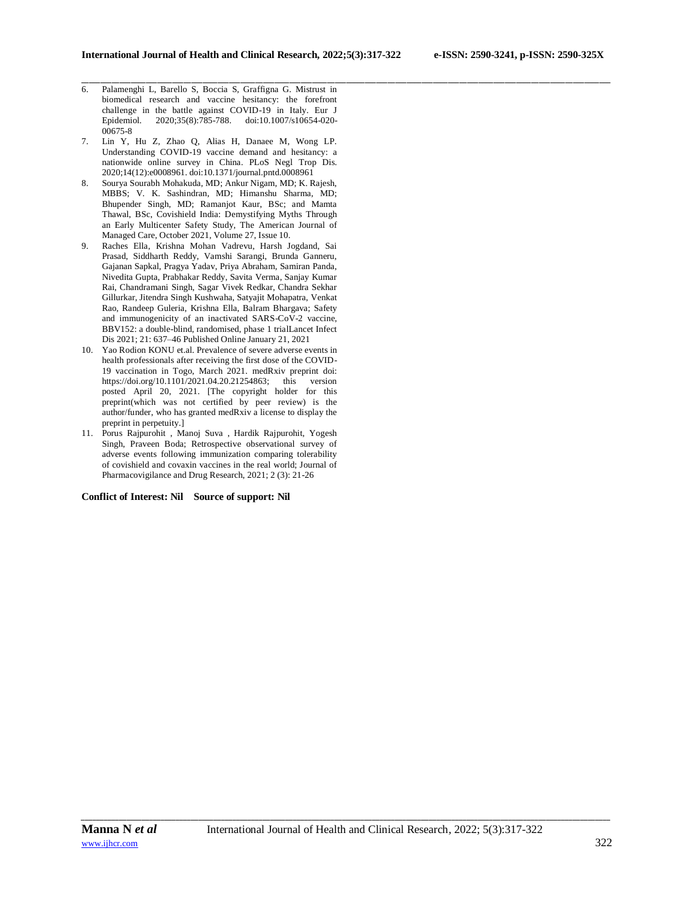6. Palamenghi L, Barello S, Boccia S, Graffigna G. Mistrust in biomedical research and vaccine hesitancy: the forefront challenge in the battle against COVID-19 in Italy. Eur J Epidemiol. 2020;35(8):785-788. doi:10.1007/s10654-020-00675-8
7. Lin Y, Hu Z, Zhao Q, Alias H, Danaee M, Wong LP. Understanding COVID-19 vaccine demand and hesitancy: a nationwide online survey in China. PLoS Negl Trop Dis. 2020;14(12):e0008961. doi:10.1371/journal.pntd.0008961
8. Sourya Sourabh Mohakuda, MD; Ankur Nigam, MD; K. Rajesh, MBBS; V. K. Sashindran, MD; Himanshu Sharma, MD; Bhupender Singh, MD; Ramanjot Kaur, BSc; and Mamta Thawal, BSc, Covishield India: Demystifying Myths Through an Early Multicenter Safety Study, The American Journal of Managed Care, October 2021, Volume 27, Issue 10.
9. Raches Ella, Krishna Mohan Vadrevu, Harsh Jogdand, Sai Prasad, Siddharth Reddy, Vamshi Sarangi, Brunda Ganneru, Gajanan Sapkal, Pragya Yadav, Priya Abraham, Samiran Panda, Nivedita Gupta, Prabhakar Reddy, Savita Verma, Sanjay Kumar Rai, Chandramani Singh, Sagar Vivek Redkar, Chandra Sekhar Gillurkar, Jitendra Singh Kushwaha, Satyajit Mohapatra, Venkat Rao, Randeep Guleria, Krishna Ella, Balram Bhargava; Safety and immunogenicity of an inactivated SARS-CoV-2 vaccine, BBV152: a double-blind, randomised, phase 1 trialLancet Infect Dis 2021; 21: 637–46 Published Online January 21, 2021
10. Yao Rodion KONU et.al. Prevalence of severe adverse events in health professionals after receiving the first dose of the COVID-19 vaccination in Togo, March 2021. medRxiv preprint doi: https://doi.org/10.1101/2021.04.20.21254863; this version posted April 20, 2021. [The copyright holder for this preprint(which was not certified by peer review) is the author/funder, who has granted medRxiv a license to display the preprint in perpetuity.]
11. Porus Rajpurohit , Manoj Suva , Hardik Rajpurohit, Yogesh Singh, Praveen Boda; Retrospective observational survey of adverse events following immunization comparing tolerability of covishield and covaxin vaccines in the real world; Journal of Pharmacovigilance and Drug Research, 2021; 2 (3): 21-26

**Conflict of Interest: Nil Source of support: Nil**